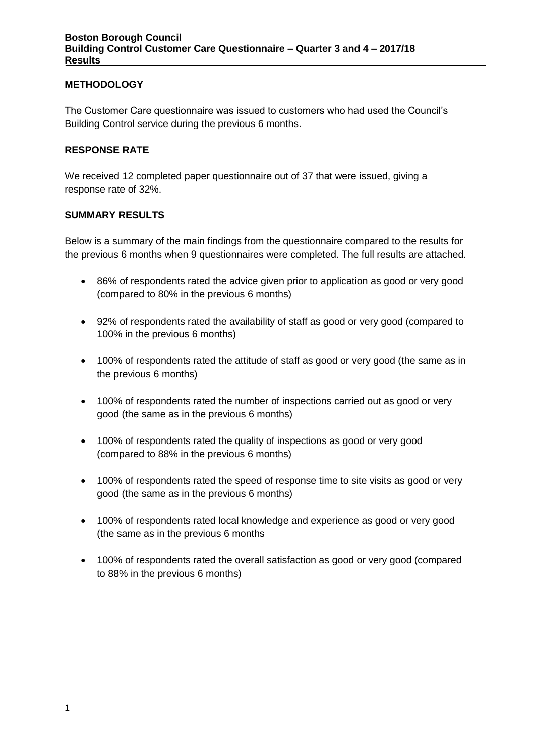**Boston Borough Council**
**Building Control Customer Care Questionnaire – Quarter 3 and 4 – 2017/18**
**Results**

## METHODOLOGY

The Customer Care questionnaire was issued to customers who had used the Council's Building Control service during the previous 6 months.

## RESPONSE RATE

We received 12 completed paper questionnaire out of 37 that were issued, giving a response rate of 32%.

## SUMMARY RESULTS

Below is a summary of the main findings from the questionnaire compared to the results for the previous 6 months when 9 questionnaires were completed. The full results are attached.

- 86% of respondents rated the advice given prior to application as good or very good (compared to 80% in the previous 6 months)
- 92% of respondents rated the availability of staff as good or very good (compared to 100% in the previous 6 months)
- 100% of respondents rated the attitude of staff as good or very good (the same as in the previous 6 months)
- 100% of respondents rated the number of inspections carried out as good or very good (the same as in the previous 6 months)
- 100% of respondents rated the quality of inspections as good or very good (compared to 88% in the previous 6 months)
- 100% of respondents rated the speed of response time to site visits as good or very good (the same as in the previous 6 months)
- 100% of respondents rated local knowledge and experience as good or very good (the same as in the previous 6 months
- 100% of respondents rated the overall satisfaction as good or very good (compared to 88% in the previous 6 months)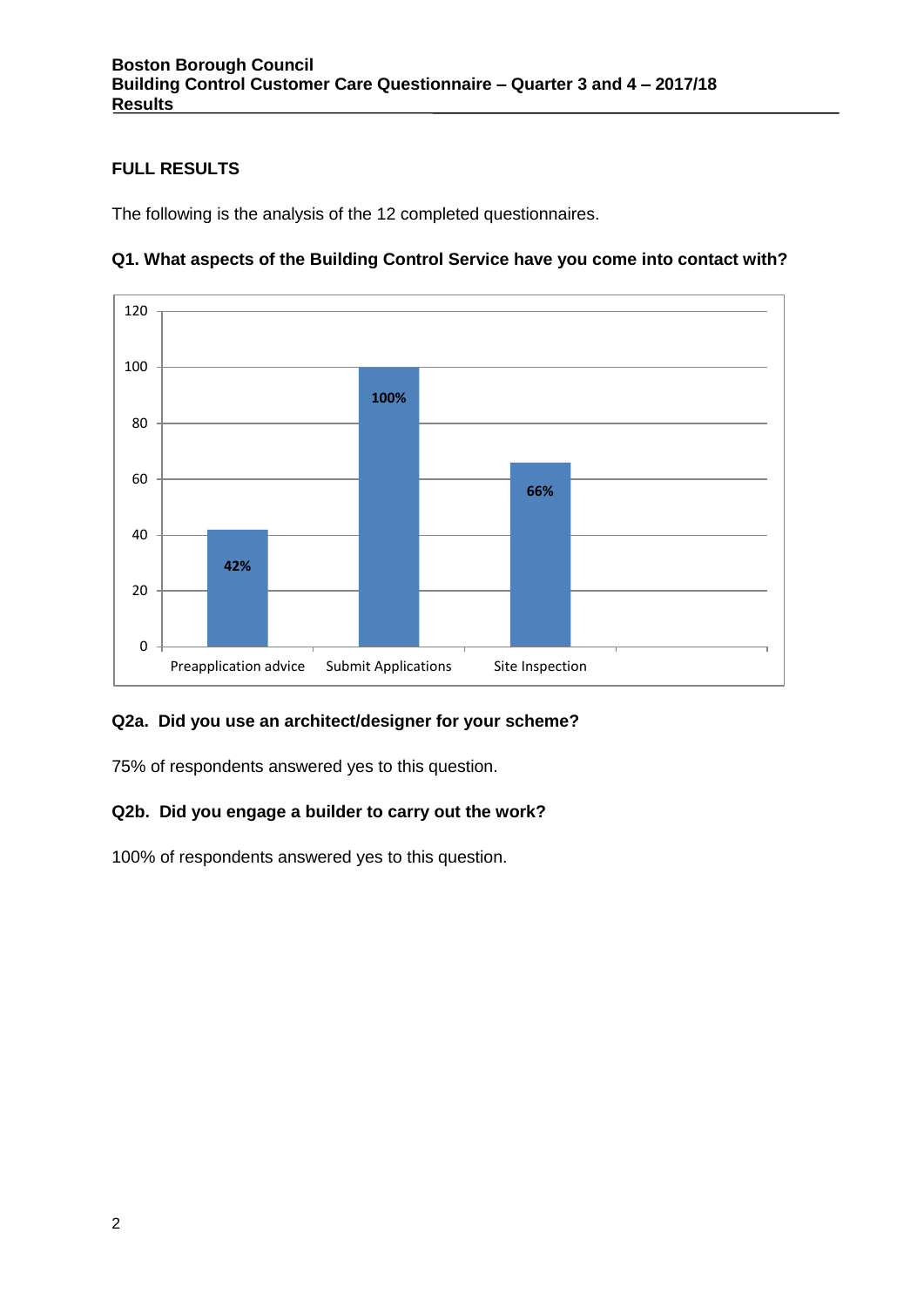## FULL RESULTS

The following is the analysis of the 12 completed questionnaires.

### Q1. What aspects of the Building Control Service have you come into contact with?

| Aspect | Percentage |
|---|---|
| Preapplication advice | 42% |
| Submit Applications | 100% |
| Site Inspection | 66% |

### Q2a. Did you use an architect/designer for your scheme?

75% of respondents answered yes to this question.

### Q2b. Did you engage a builder to carry out the work?

100% of respondents answered yes to this question.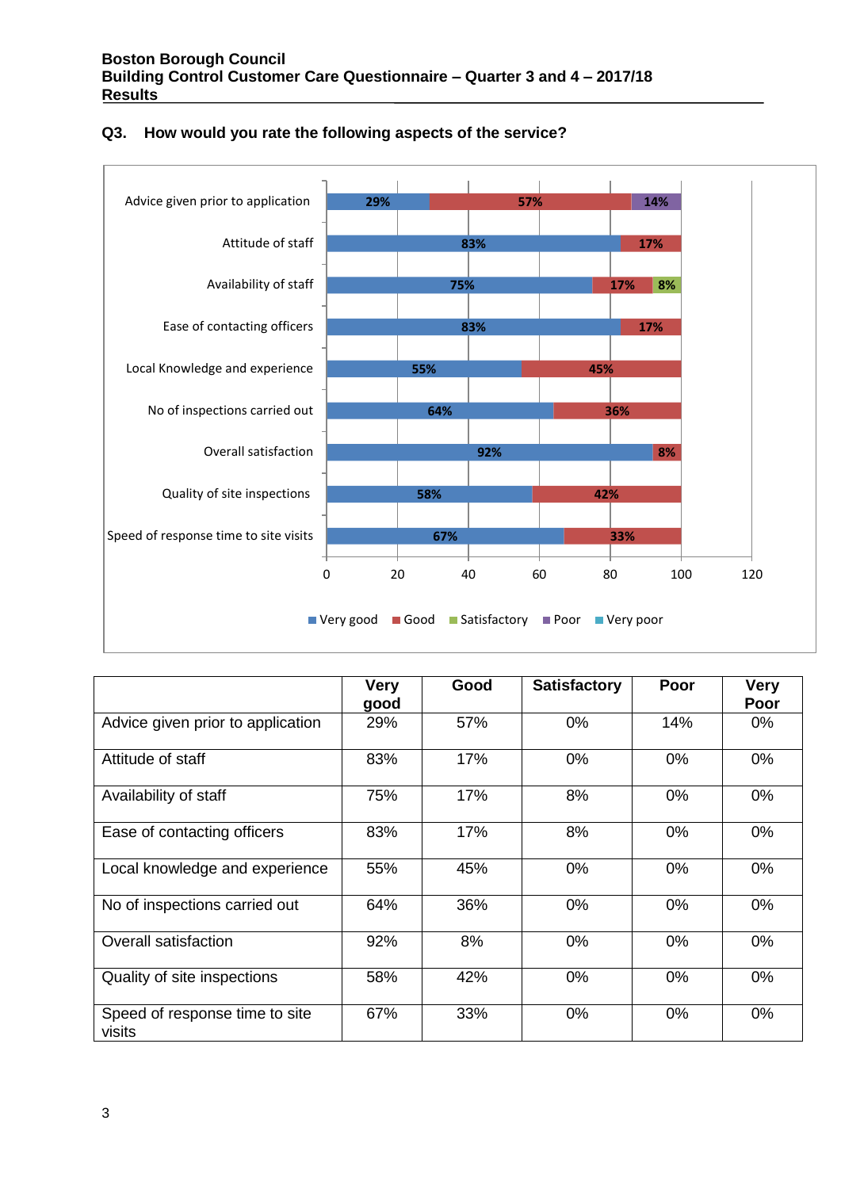**Boston Borough Council**
**Building Control Customer Care Questionnaire – Quarter 3 and 4 – 2017/18**
**Results**

**Q3. How would you rate the following aspects of the service?**

| | Very good | Good | Satisfactory | Poor | Very Poor |
|---|---|---|---|---|---|
| Advice given prior to application | 29% | 57% | 0% | 14% | 0% |
| Attitude of staff | 83% | 17% | 0% | 0% | 0% |
| Availability of staff | 75% | 17% | 8% | 0% | 0% |
| Ease of contacting officers | 83% | 17% | 8% | 0% | 0% |
| Local knowledge and experience | 55% | 45% | 0% | 0% | 0% |
| No of inspections carried out | 64% | 36% | 0% | 0% | 0% |
| Overall satisfaction | 92% | 8% | 0% | 0% | 0% |
| Quality of site inspections | 58% | 42% | 0% | 0% | 0% |
| Speed of response time to site visits | 67% | 33% | 0% | 0% | 0% |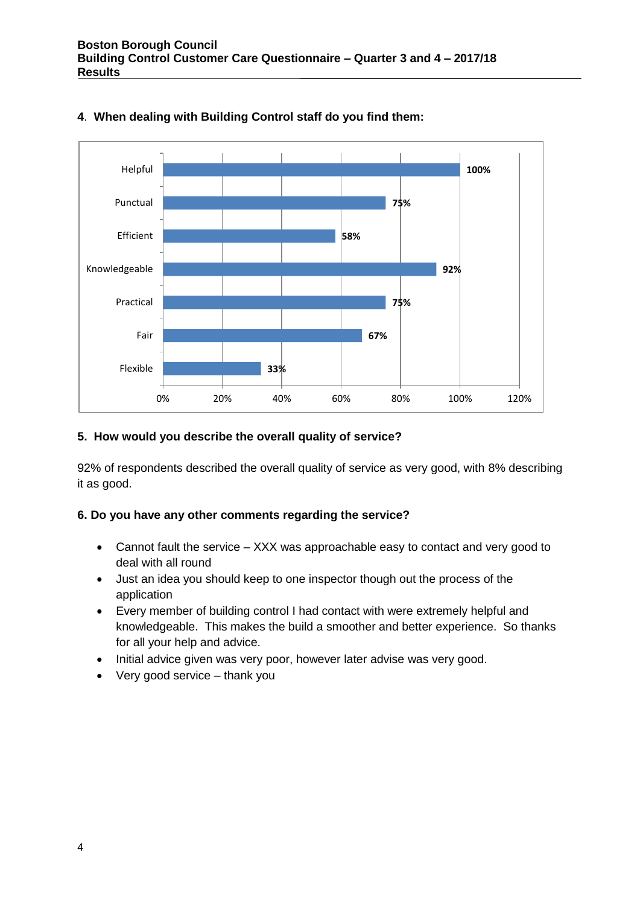## 4. When dealing with Building Control staff do you find them:

Helpful
100%
Punctual
75%
Efficient
58%
Knowledgeable
92%
Practical
75%
Fair
67%
Flexible
33%

0% 20% 40% 60% 80% 100% 120%

## 5. How would you describe the overall quality of service?

92% of respondents described the overall quality of service as very good, with 8% describing it as good.

## 6. Do you have any other comments regarding the service?

- Cannot fault the service – XXX was approachable easy to contact and very good to deal with all round
- Just an idea you should keep to one inspector though out the process of the application
- Every member of building control I had contact with were extremely helpful and knowledgeable. This makes the build a smoother and better experience. So thanks for all your help and advice.
- Initial advice given was very poor, however later advise was very good.
- Very good service – thank you